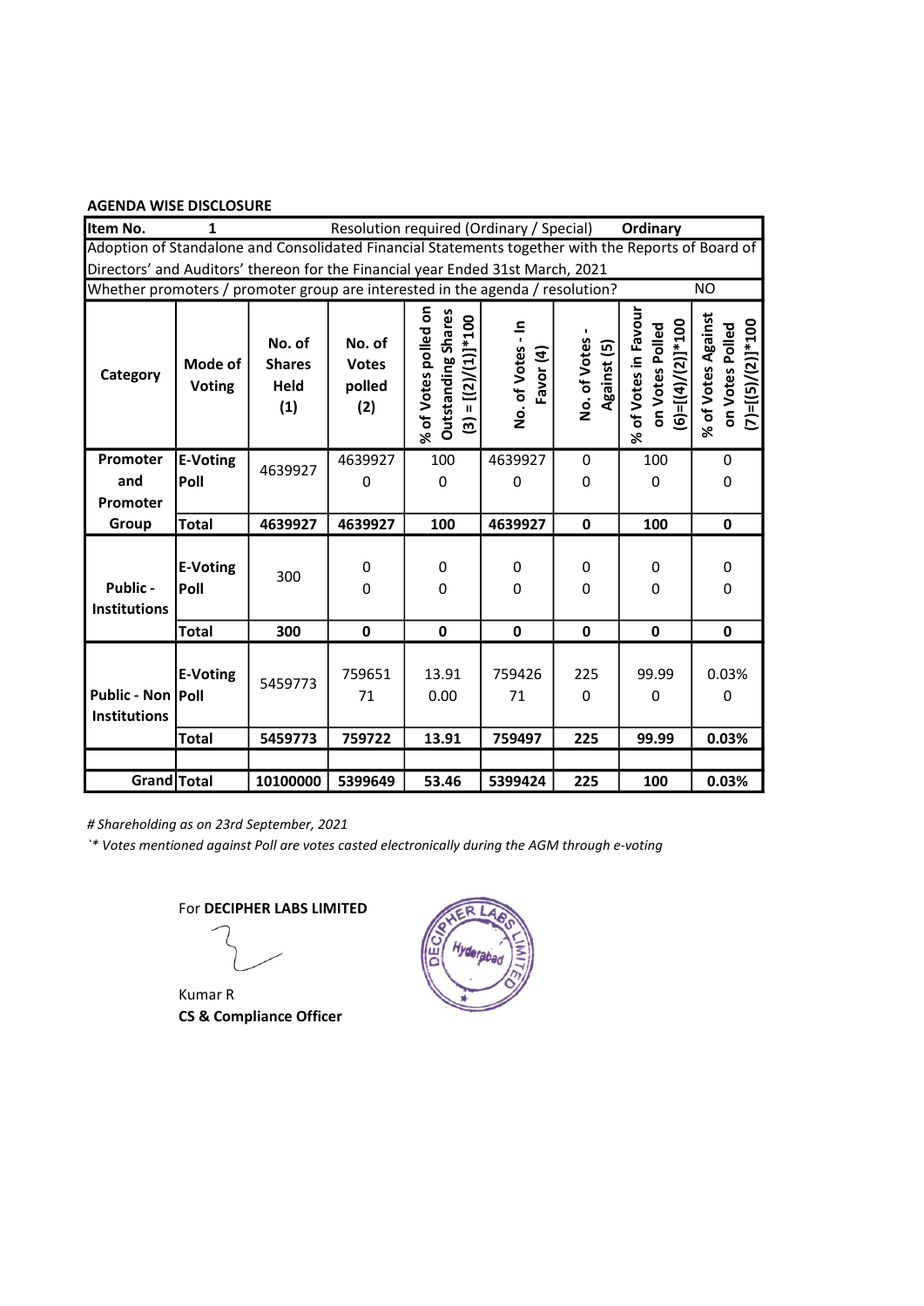**AGENDA WISE DISCLOSURE**

| Item No. | 1 | Resolution required (Ordinary / Special) | | | | | Ordinary | |
|---|---|---|---|---|---|---|---|---|
| Adoption of Standalone and Consolidated Financial Statements together with the Reports of Board of Directors' and Auditors' thereon for the Financial year Ended 31st March, 2021 | | | | | | | | |
| Whether promoters / promoter group are interested in the agenda / resolution? | | | | | | | | NO |
| **Category** | **Mode of Voting** | **No. of Shares Held (1)** | **No. of Votes polled (2)** | **% of Votes polled on Outstanding Shares (3) = [(2)/(1)]*100** | **No. of Votes - In Favor (4)** | **No. of Votes - Against (5)** | **% of Votes in Favour on Votes Polled (6)=[(4)/(2)]*100** | **% of Votes Against on Votes Polled (7)=[(5)/(2)]*100** |
| **Promoter and Promoter Group** | **E-Voting** | 4639927 | 4639927 | 100 | 4639927 | 0 | 100 | 0 |
| | **Poll** | | 0 | 0 | 0 | 0 | 0 | 0 |
| | **Total** | **4639927** | **4639927** | **100** | **4639927** | **0** | **100** | **0** |
| **Public - Institutions** | **E-Voting** | 300 | 0 | 0 | 0 | 0 | 0 | 0 |
| | **Poll** | | 0 | 0 | 0 | 0 | 0 | 0 |
| | **Total** | **300** | **0** | **0** | **0** | **0** | **0** | **0** |
| **Public - Non Institutions** | **E-Voting** | 5459773 | 759651 | 13.91 | 759426 | 225 | 99.99 | 0.03% |
| | **Poll** | | 71 | 0.00 | 71 | 0 | 0 | 0 |
| | **Total** | **5459773** | **759722** | **13.91** | **759497** | **225** | **99.99** | **0.03%** |
| | | | | | | | | |
| **Grand** | **Total** | **10100000** | **5399649** | **53.46** | **5399424** | **225** | **100** | **0.03%** |

*# Shareholding as on 23rd September, 2021*

*`* Votes mentioned against Poll are votes casted electronically during the AGM through e-voting*

For **DECIPHER LABS LIMITED**

Kumar R

**CS & Compliance Officer**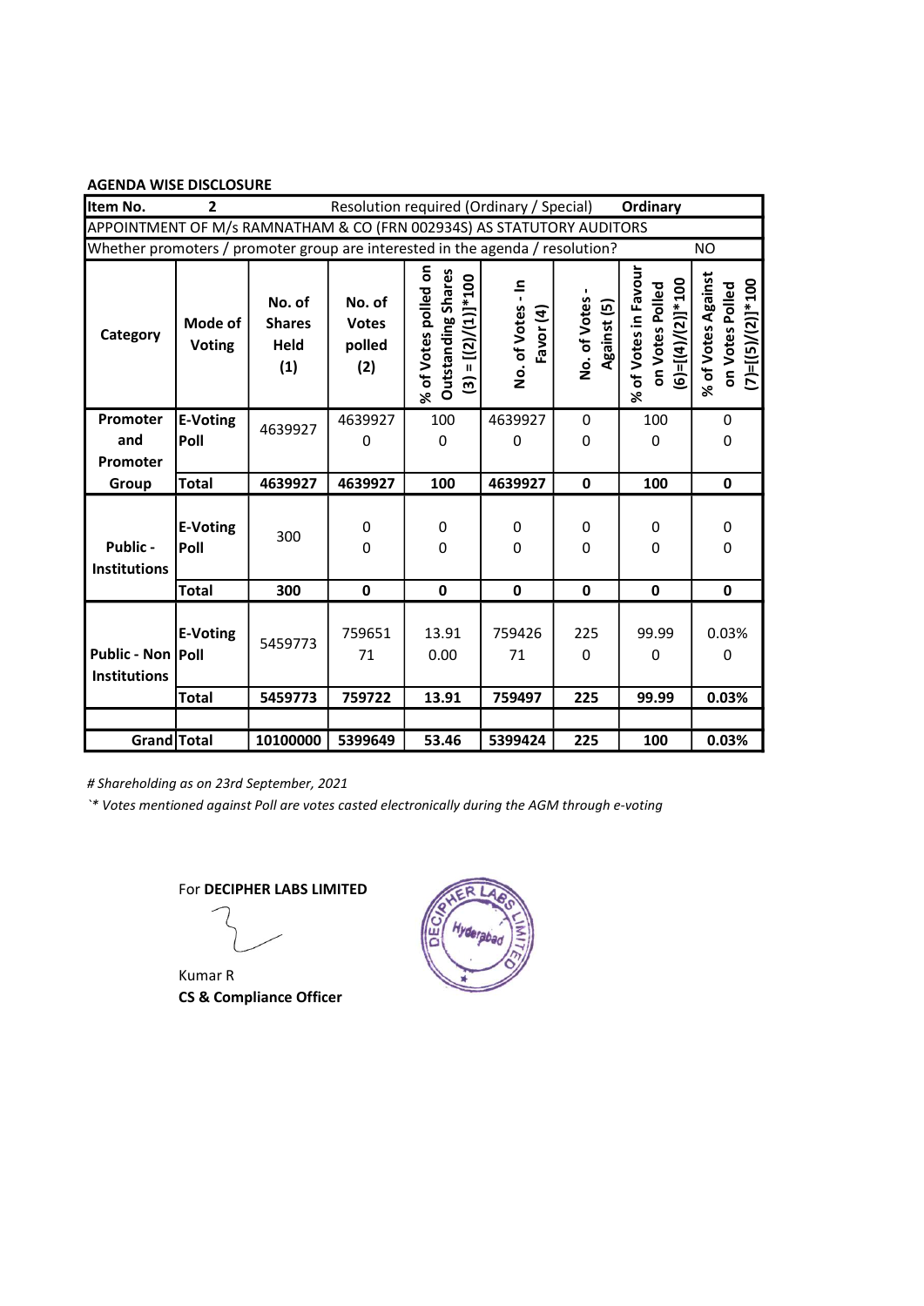**AGENDA WISE DISCLOSURE**

| Item No. 2 | | Resolution required (Ordinary / Special) | | | | | Ordinary | |
|---|---|---|---|---|---|---|---|---|
| APPOINTMENT OF M/s RAMNATHAM & CO (FRN 002934S) AS STATUTORY AUDITORS | | | | | | | | |
| Whether promoters / promoter group are interested in the agenda / resolution? | | | | | | | | NO |
| **Category** | **Mode of Voting** | **No. of Shares Held (1)** | **No. of Votes polled (2)** | **% of Votes polled on Outstanding Shares (3) = [(2)/(1)]*100** | **No. of Votes - In Favor (4)** | **No. of Votes - Against (5)** | **% of Votes in Favour on Votes Polled (6)=[(4)/(2)]*100** | **% of Votes Against on Votes Polled (7)=[(5)/(2)]*100** |
| **Promoter and Promoter Group** | **E-Voting** | 4639927 | 4639927 | 100 | 4639927 | 0 | 100 | 0 |
| | **Poll** | | 0 | 0 | 0 | 0 | 0 | 0 |
| | **Total** | **4639927** | **4639927** | **100** | **4639927** | **0** | **100** | **0** |
| **Public - Institutions** | **E-Voting** | 300 | 0 | 0 | 0 | 0 | 0 | 0 |
| | **Poll** | | 0 | 0 | 0 | 0 | 0 | 0 |
| | **Total** | **300** | **0** | **0** | **0** | **0** | **0** | **0** |
| **Public - Non Institutions** | **E-Voting** | 5459773 | 759651 | 13.91 | 759426 | 225 | 99.99 | 0.03% |
| | **Poll** | | 71 | 0.00 | 71 | 0 | 0 | 0 |
| | **Total** | **5459773** | **759722** | **13.91** | **759497** | **225** | **99.99** | **0.03%** |
| | | | | | | | | |
| **Grand** | **Total** | **10100000** | **5399649** | **53.46** | **5399424** | **225** | **100** | **0.03%** |

*# Shareholding as on 23rd September, 2021*

*`* Votes mentioned against Poll are votes casted electronically during the AGM through e-voting*

For **DECIPHER LABS LIMITED**

Kumar R

**CS & Compliance Officer**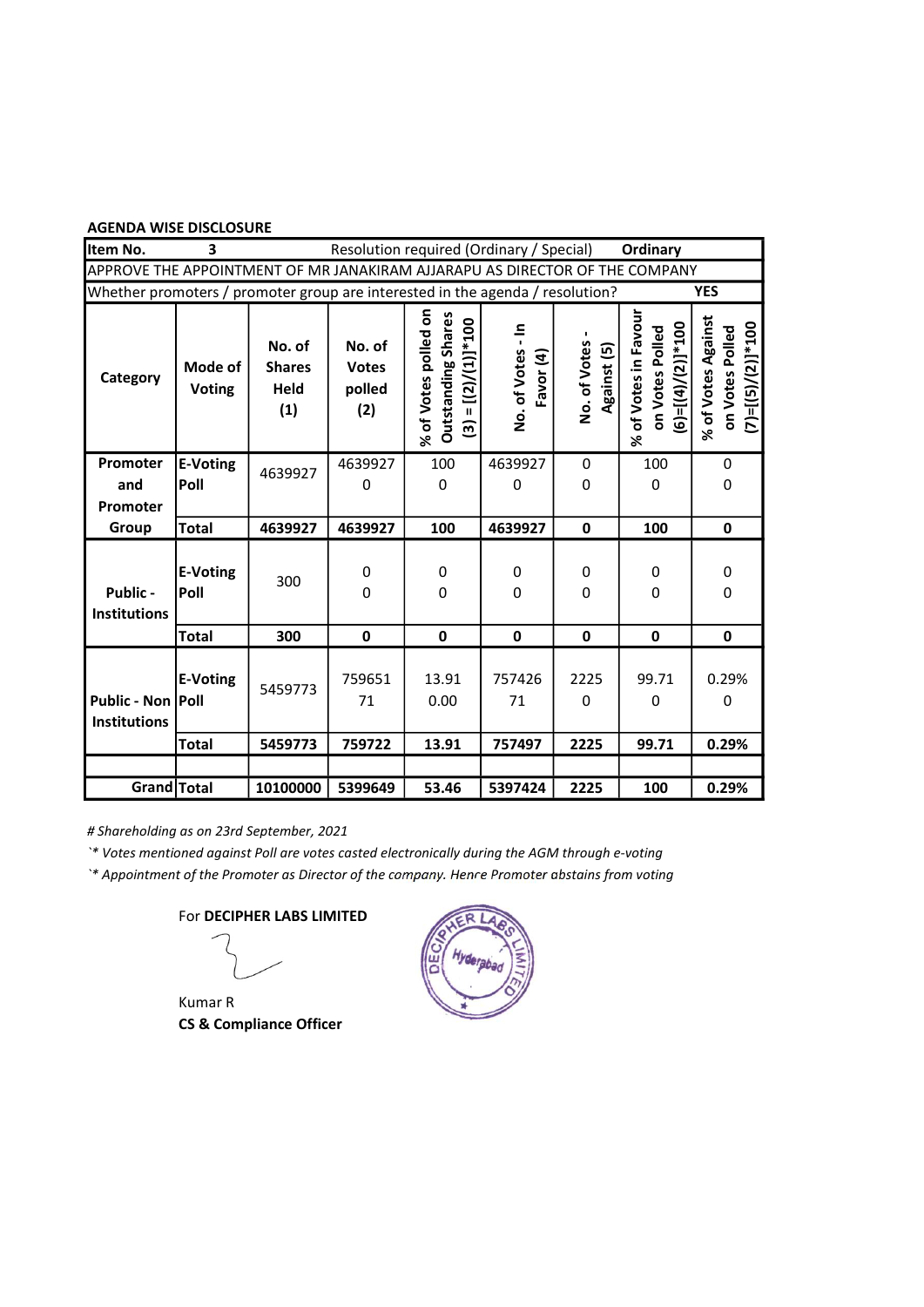**AGENDA WISE DISCLOSURE**

| Item No. | 3 | Resolution required (Ordinary / Special) | | | | | Ordinary | |
|---|---|---|---|---|---|---|---|---|
| APPROVE THE APPOINTMENT OF MR JANAKIRAM AJJARAPU AS DIRECTOR OF THE COMPANY | | | | | | | | |
| Whether promoters / promoter group are interested in the agenda / resolution? | | | | | | | YES | |
| **Category** | **Mode of Voting** | **No. of Shares Held (1)** | **No. of Votes polled (2)** | **% of Votes polled on Outstanding Shares (3) = [(2)/(1)]*100** | **No. of Votes - In Favor (4)** | **No. of Votes - Against (5)** | **% of Votes in Favour on Votes Polled (6)=[(4)/(2)]*100** | **% of Votes Against on Votes Polled (7)=[(5)/(2)]*100** |
| **Promoter and Promoter Group** | **E-Voting** | 4639927 | 4639927 | 100 | 4639927 | 0 | 100 | 0 |
| | **Poll** | | 0 | 0 | 0 | 0 | 0 | 0 |
| | **Total** | **4639927** | **4639927** | **100** | **4639927** | **0** | **100** | **0** |
| **Public - Institutions** | **E-Voting** | 300 | 0 | 0 | 0 | 0 | 0 | 0 |
| | **Poll** | | 0 | 0 | 0 | 0 | 0 | 0 |
| | **Total** | **300** | **0** | **0** | **0** | **0** | **0** | **0** |
| **Public - Non Institutions** | **E-Voting** | 5459773 | 759651 | 13.91 | 757426 | 2225 | 99.71 | 0.29% |
| | **Poll** | | 71 | 0.00 | 71 | 0 | 0 | 0 |
| | **Total** | **5459773** | **759722** | **13.91** | **757497** | **2225** | **99.71** | **0.29%** |
| | | | | | | | | |
| **Grand** | **Total** | **10100000** | **5399649** | **53.46** | **5397424** | **2225** | **100** | **0.29%** |

*# Shareholding as on 23rd September, 2021*

*`* Votes mentioned against Poll are votes casted electronically during the AGM through e-voting*

*`* Appointment of the Promoter as Director of the company. Hence Promoter abstains from voting*

For **DECIPHER LABS LIMITED**

Kumar R

**CS & Compliance Officer**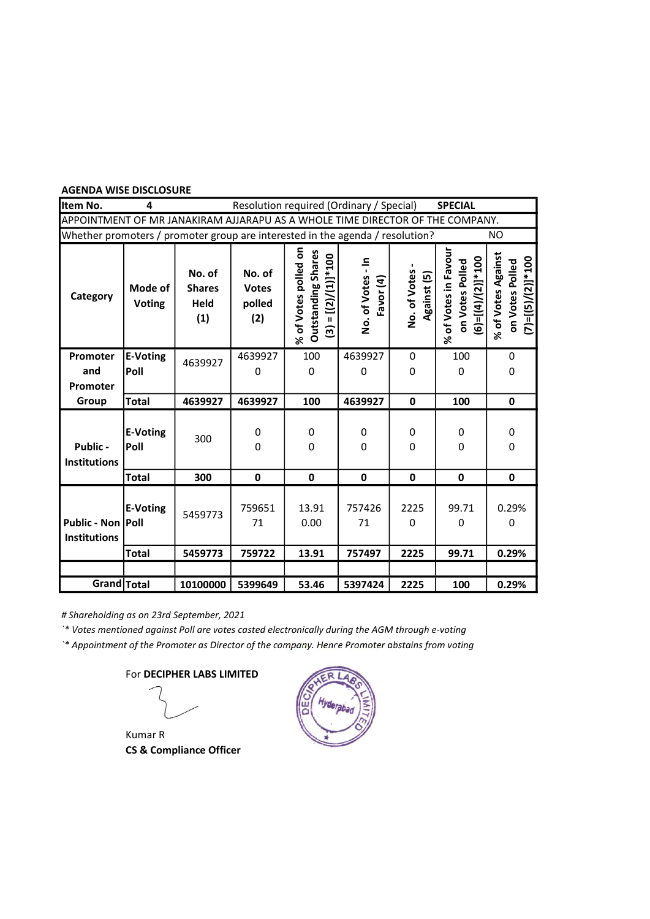**AGENDA WISE DISCLOSURE**

| Item No. | 4 | Resolution required (Ordinary / Special) | | | SPECIAL | | | |
|---|---|---|---|---|---|---|---|---|
| APPOINTMENT OF MR JANAKIRAM AJJARAPU AS A WHOLE TIME DIRECTOR OF THE COMPANY. | | | | | | | | |
| Whether promoters / promoter group are interested in the agenda / resolution? | | | | | | | NO | |
| **Category** | **Mode of Voting** | **No. of Shares Held (1)** | **No. of Votes polled (2)** | **% of Votes polled on Outstanding Shares (3) = [(2)/(1)]*100** | **No. of Votes - In Favor (4)** | **No. of Votes - Against (5)** | **% of Votes in Favour on Votes Polled (6)=[(4)/(2)]*100** | **% of Votes Against on Votes Polled (7)=[(5)/(2)]*100** |
| **Promoter and Promoter Group** | **E-Voting** | 4639927 | 4639927 | 100 | 4639927 | 0 | 100 | 0 |
| | **Poll** | | 0 | 0 | 0 | 0 | 0 | 0 |
| | **Total** | **4639927** | **4639927** | **100** | **4639927** | **0** | **100** | **0** |
| **Public - Institutions** | **E-Voting** | 300 | 0 | 0 | 0 | 0 | 0 | 0 |
| | **Poll** | | 0 | 0 | 0 | 0 | 0 | 0 |
| | **Total** | **300** | **0** | **0** | **0** | **0** | **0** | **0** |
| **Public - Non Institutions** | **E-Voting** | 5459773 | 759651 | 13.91 | 757426 | 2225 | 99.71 | 0.29% |
| | **Poll** | | 71 | 0.00 | 71 | 0 | 0 | 0 |
| | **Total** | **5459773** | **759722** | **13.91** | **757497** | **2225** | **99.71** | **0.29%** |
| | | | | | | | | |
| **Grand** | **Total** | **10100000** | **5399649** | **53.46** | **5397424** | **2225** | **100** | **0.29%** |

*# Shareholding as on 23rd September, 2021*

*`* Votes mentioned against Poll are votes casted electronically during the AGM through e-voting*

*`* Appointment of the Promoter as Director of the company. Henre Promoter abstains from voting*

For **DECIPHER LABS LIMITED**

Kumar R

**CS & Compliance Officer**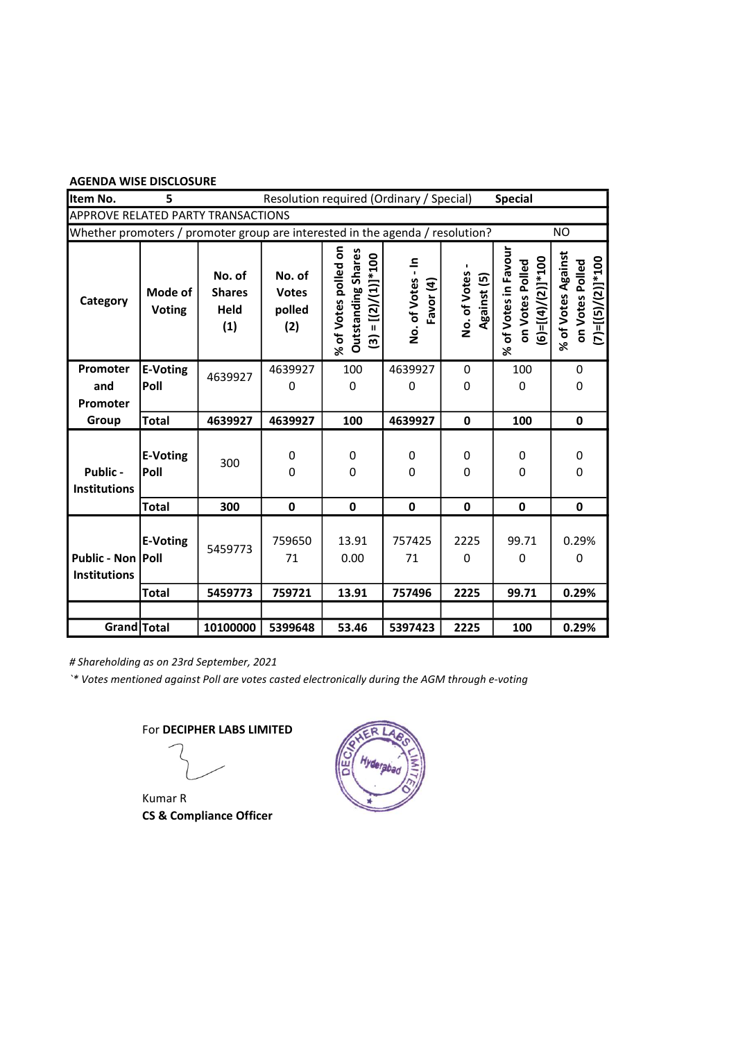**AGENDA WISE DISCLOSURE**

| Item No. | 5 | Resolution required (Ordinary / Special) | | | | | Special | |
|---|---|---|---|---|---|---|---|---|
| APPROVE RELATED PARTY TRANSACTIONS | | | | | | | | |
| Whether promoters / promoter group are interested in the agenda / resolution? | | | | | | | | NO |
| **Category** | **Mode of Voting** | **No. of Shares Held (1)** | **No. of Votes polled (2)** | **% of Votes polled on Outstanding Shares (3) = [(2)/(1)]*100** | **No. of Votes - In Favor (4)** | **No. of Votes - Against (5)** | **% of Votes in Favour on Votes Polled (6)=[(4)/(2)]*100** | **% of Votes Against on Votes Polled (7)=[(5)/(2)]*100** |
| **Promoter and Promoter Group** | **E-Voting** | 4639927 | 4639927 | 100 | 4639927 | 0 | 100 | 0 |
| | **Poll** | | 0 | 0 | 0 | 0 | 0 | 0 |
| | **Total** | **4639927** | **4639927** | **100** | **4639927** | **0** | **100** | **0** |
| **Public - Institutions** | **E-Voting** | 300 | 0 | 0 | 0 | 0 | 0 | 0 |
| | **Poll** | | 0 | 0 | 0 | 0 | 0 | 0 |
| | **Total** | **300** | **0** | **0** | **0** | **0** | **0** | **0** |
| **Public - Non Institutions** | **E-Voting** | 5459773 | 759650 | 13.91 | 757425 | 2225 | 99.71 | 0.29% |
| | **Poll** | | 71 | 0.00 | 71 | 0 | 0 | 0 |
| | **Total** | **5459773** | **759721** | **13.91** | **757496** | **2225** | **99.71** | **0.29%** |
| | | | | | | | | |
| **Grand** | **Total** | **10100000** | **5399648** | **53.46** | **5397423** | **2225** | **100** | **0.29%** |

*# Shareholding as on 23rd September, 2021*

*`* Votes mentioned against Poll are votes casted electronically during the AGM through e-voting*

For **DECIPHER LABS LIMITED**

Kumar R

**CS & Compliance Officer**